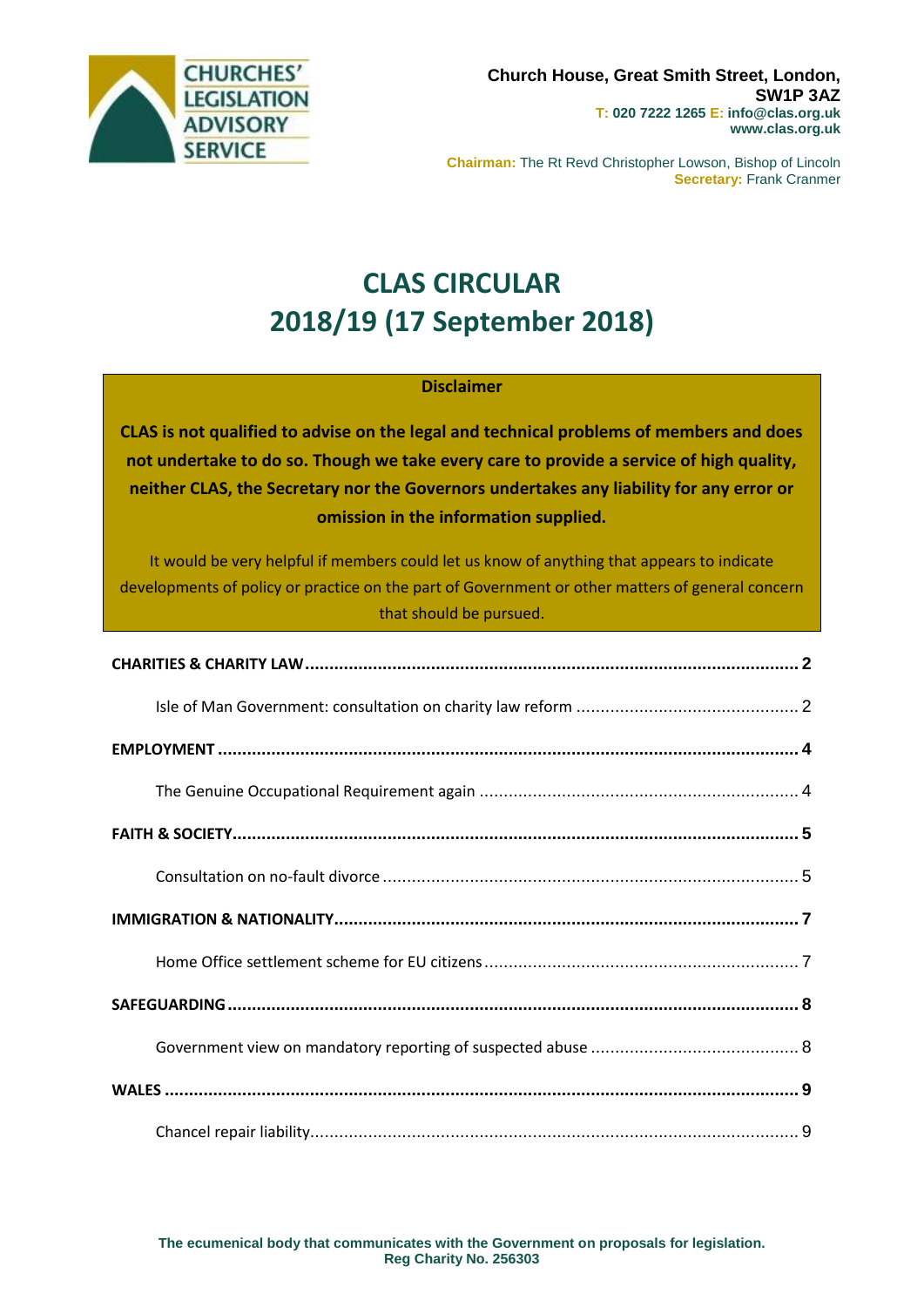CHURCHES' LEGISLATION ADVISORY SERVICE

**Church House, Great Smith Street, London, SW1P 3AZ**
**T: 020 7222 1265 E: info@clas.org.uk**
**www.clas.org.uk**

**Chairman:** The Rt Revd Christopher Lowson, Bishop of Lincoln
**Secretary:** Frank Cranmer

# CLAS CIRCULAR
# 2018/19 (17 September 2018)

**Disclaimer**

**CLAS is not qualified to advise on the legal and technical problems of members and does not undertake to do so. Though we take every care to provide a service of high quality, neither CLAS, the Secretary nor the Governors undertakes any liability for any error or omission in the information supplied.**

It would be very helpful if members could let us know of anything that appears to indicate developments of policy or practice on the part of Government or other matters of general concern that should be pursued.

**CHARITIES & CHARITY LAW** ..... **2**

Isle of Man Government: consultation on charity law reform ..... 2

**EMPLOYMENT** ..... **4**

The Genuine Occupational Requirement again ..... 4

**FAITH & SOCIETY** ..... **5**

Consultation on no-fault divorce ..... 5

**IMMIGRATION & NATIONALITY** ..... **7**

Home Office settlement scheme for EU citizens ..... 7

**SAFEGUARDING** ..... **8**

Government view on mandatory reporting of suspected abuse ..... 8

**WALES** ..... **9**

Chancel repair liability ..... 9

**The ecumenical body that communicates with the Government on proposals for legislation.**
**Reg Charity No. 256303**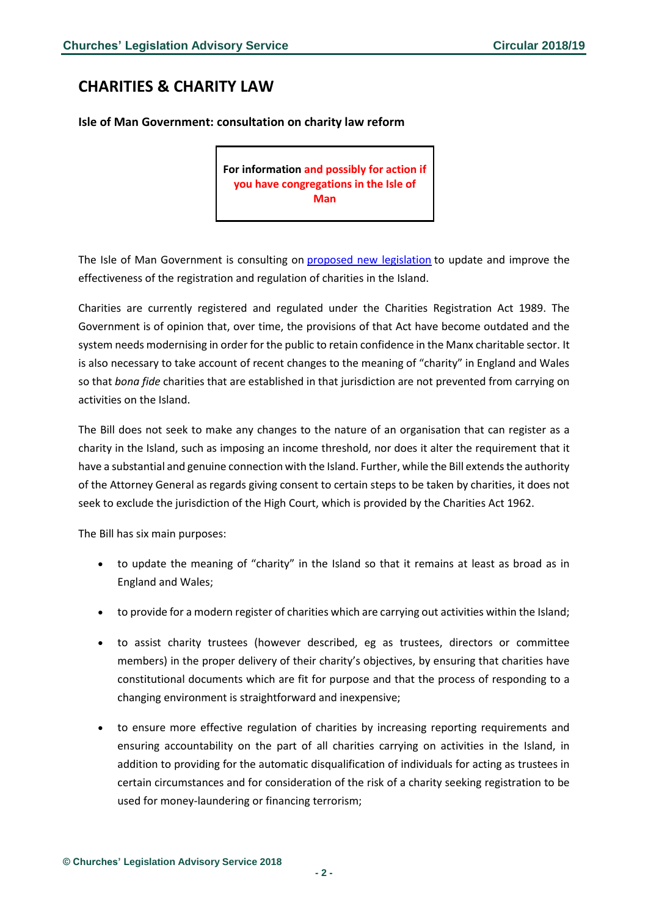# CHARITIES & CHARITY LAW

**Isle of Man Government: consultation on charity law reform**

**For information and possibly for action if you have congregations in the Isle of Man**

The Isle of Man Government is consulting on [proposed new legislation]() to update and improve the effectiveness of the registration and regulation of charities in the Island.

Charities are currently registered and regulated under the Charities Registration Act 1989. The Government is of opinion that, over time, the provisions of that Act have become outdated and the system needs modernising in order for the public to retain confidence in the Manx charitable sector. It is also necessary to take account of recent changes to the meaning of "charity" in England and Wales so that *bona fide* charities that are established in that jurisdiction are not prevented from carrying on activities on the Island.

The Bill does not seek to make any changes to the nature of an organisation that can register as a charity in the Island, such as imposing an income threshold, nor does it alter the requirement that it have a substantial and genuine connection with the Island. Further, while the Bill extends the authority of the Attorney General as regards giving consent to certain steps to be taken by charities, it does not seek to exclude the jurisdiction of the High Court, which is provided by the Charities Act 1962.

The Bill has six main purposes:

- to update the meaning of "charity" in the Island so that it remains at least as broad as in England and Wales;
- to provide for a modern register of charities which are carrying out activities within the Island;
- to assist charity trustees (however described, eg as trustees, directors or committee members) in the proper delivery of their charity's objectives, by ensuring that charities have constitutional documents which are fit for purpose and that the process of responding to a changing environment is straightforward and inexpensive;
- to ensure more effective regulation of charities by increasing reporting requirements and ensuring accountability on the part of all charities carrying on activities in the Island, in addition to providing for the automatic disqualification of individuals for acting as trustees in certain circumstances and for consideration of the risk of a charity seeking registration to be used for money-laundering or financing terrorism;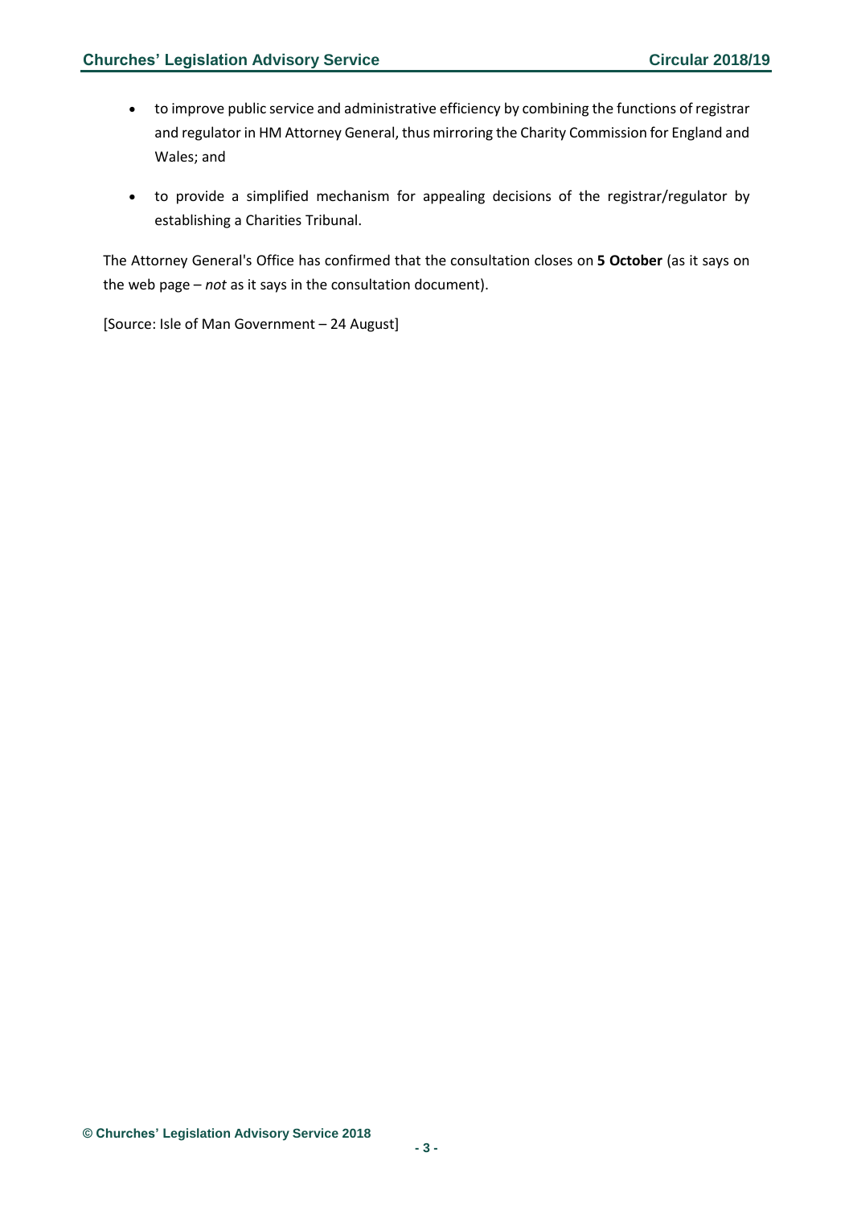- to improve public service and administrative efficiency by combining the functions of registrar and regulator in HM Attorney General, thus mirroring the Charity Commission for England and Wales; and
- to provide a simplified mechanism for appealing decisions of the registrar/regulator by establishing a Charities Tribunal.

The Attorney General's Office has confirmed that the consultation closes on **5 October** (as it says on the web page – *not* as it says in the consultation document).

[Source: Isle of Man Government – 24 August]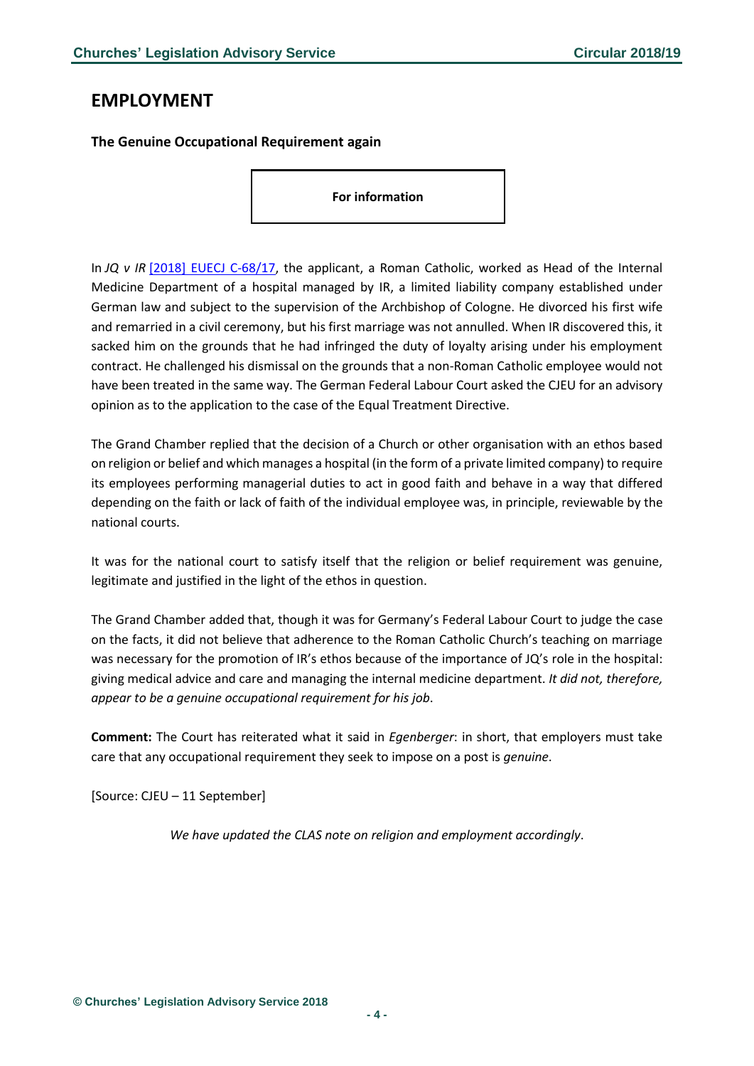# EMPLOYMENT

### The Genuine Occupational Requirement again

**For information**

In *JQ v IR* [2018] EUECJ C-68/17, the applicant, a Roman Catholic, worked as Head of the Internal Medicine Department of a hospital managed by IR, a limited liability company established under German law and subject to the supervision of the Archbishop of Cologne. He divorced his first wife and remarried in a civil ceremony, but his first marriage was not annulled. When IR discovered this, it sacked him on the grounds that he had infringed the duty of loyalty arising under his employment contract. He challenged his dismissal on the grounds that a non-Roman Catholic employee would not have been treated in the same way. The German Federal Labour Court asked the CJEU for an advisory opinion as to the application to the case of the Equal Treatment Directive.

The Grand Chamber replied that the decision of a Church or other organisation with an ethos based on religion or belief and which manages a hospital (in the form of a private limited company) to require its employees performing managerial duties to act in good faith and behave in a way that differed depending on the faith or lack of faith of the individual employee was, in principle, reviewable by the national courts.

It was for the national court to satisfy itself that the religion or belief requirement was genuine, legitimate and justified in the light of the ethos in question.

The Grand Chamber added that, though it was for Germany's Federal Labour Court to judge the case on the facts, it did not believe that adherence to the Roman Catholic Church's teaching on marriage was necessary for the promotion of IR's ethos because of the importance of JQ's role in the hospital: giving medical advice and care and managing the internal medicine department. *It did not, therefore, appear to be a genuine occupational requirement for his job*.

**Comment:** The Court has reiterated what it said in *Egenberger*: in short, that employers must take care that any occupational requirement they seek to impose on a post is *genuine*.

[Source: CJEU – 11 September]

*We have updated the CLAS note on religion and employment accordingly*.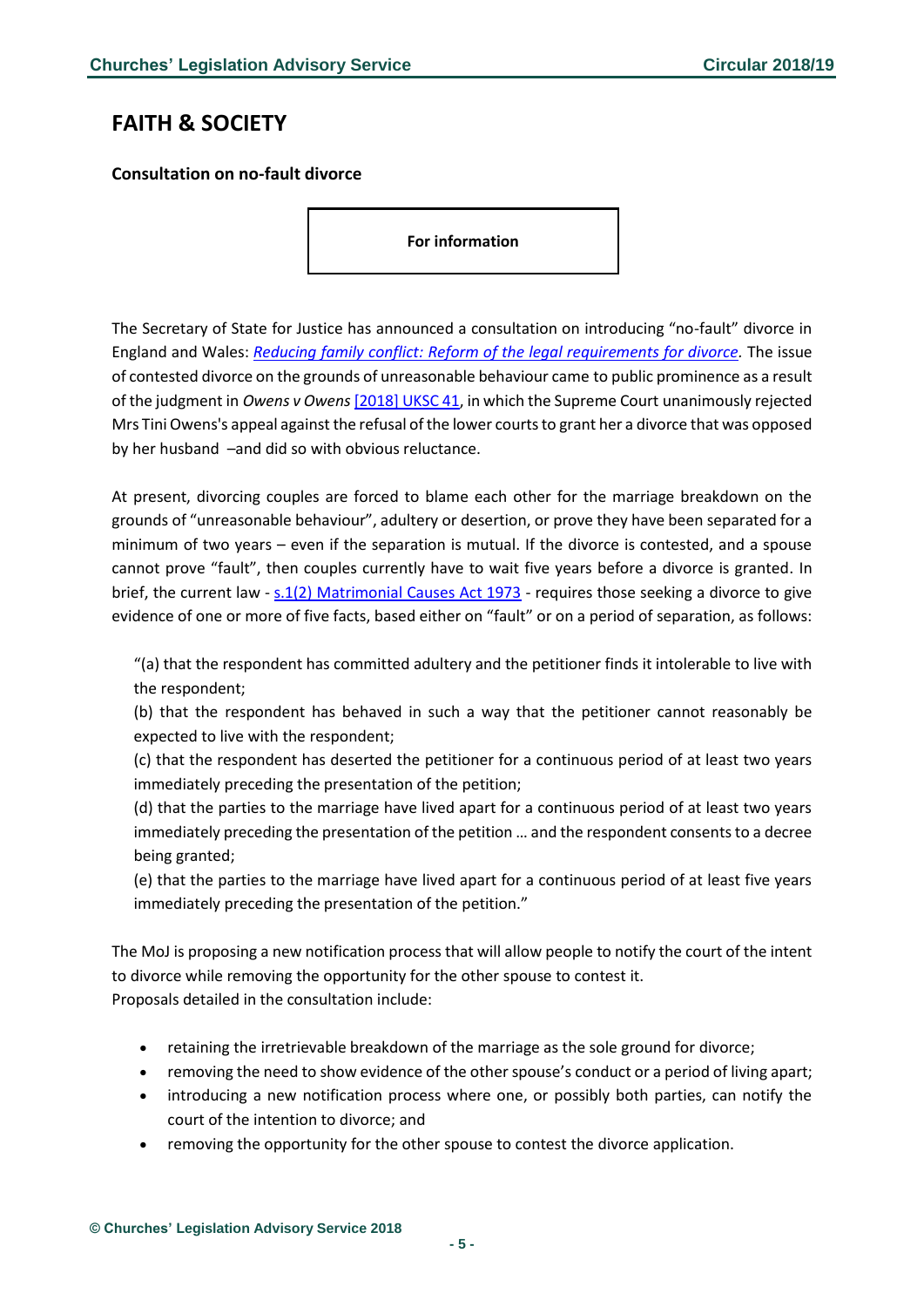# FAITH & SOCIETY

**Consultation on no-fault divorce**

**For information**

The Secretary of State for Justice has announced a consultation on introducing "no-fault" divorce in England and Wales: *Reducing family conflict: Reform of the legal requirements for divorce*. The issue of contested divorce on the grounds of unreasonable behaviour came to public prominence as a result of the judgment in *Owens v Owens* [2018] UKSC 41, in which the Supreme Court unanimously rejected Mrs Tini Owens's appeal against the refusal of the lower courts to grant her a divorce that was opposed by her husband –and did so with obvious reluctance.

At present, divorcing couples are forced to blame each other for the marriage breakdown on the grounds of "unreasonable behaviour", adultery or desertion, or prove they have been separated for a minimum of two years – even if the separation is mutual. If the divorce is contested, and a spouse cannot prove "fault", then couples currently have to wait five years before a divorce is granted. In brief, the current law - s.1(2) Matrimonial Causes Act 1973 - requires those seeking a divorce to give evidence of one or more of five facts, based either on "fault" or on a period of separation, as follows:

> "(a) that the respondent has committed adultery and the petitioner finds it intolerable to live with the respondent;
> (b) that the respondent has behaved in such a way that the petitioner cannot reasonably be expected to live with the respondent;
> (c) that the respondent has deserted the petitioner for a continuous period of at least two years immediately preceding the presentation of the petition;
> (d) that the parties to the marriage have lived apart for a continuous period of at least two years immediately preceding the presentation of the petition … and the respondent consents to a decree being granted;
> (e) that the parties to the marriage have lived apart for a continuous period of at least five years immediately preceding the presentation of the petition."

The MoJ is proposing a new notification process that will allow people to notify the court of the intent to divorce while removing the opportunity for the other spouse to contest it.
Proposals detailed in the consultation include:

- retaining the irretrievable breakdown of the marriage as the sole ground for divorce;
- removing the need to show evidence of the other spouse's conduct or a period of living apart;
- introducing a new notification process where one, or possibly both parties, can notify the court of the intention to divorce; and
- removing the opportunity for the other spouse to contest the divorce application.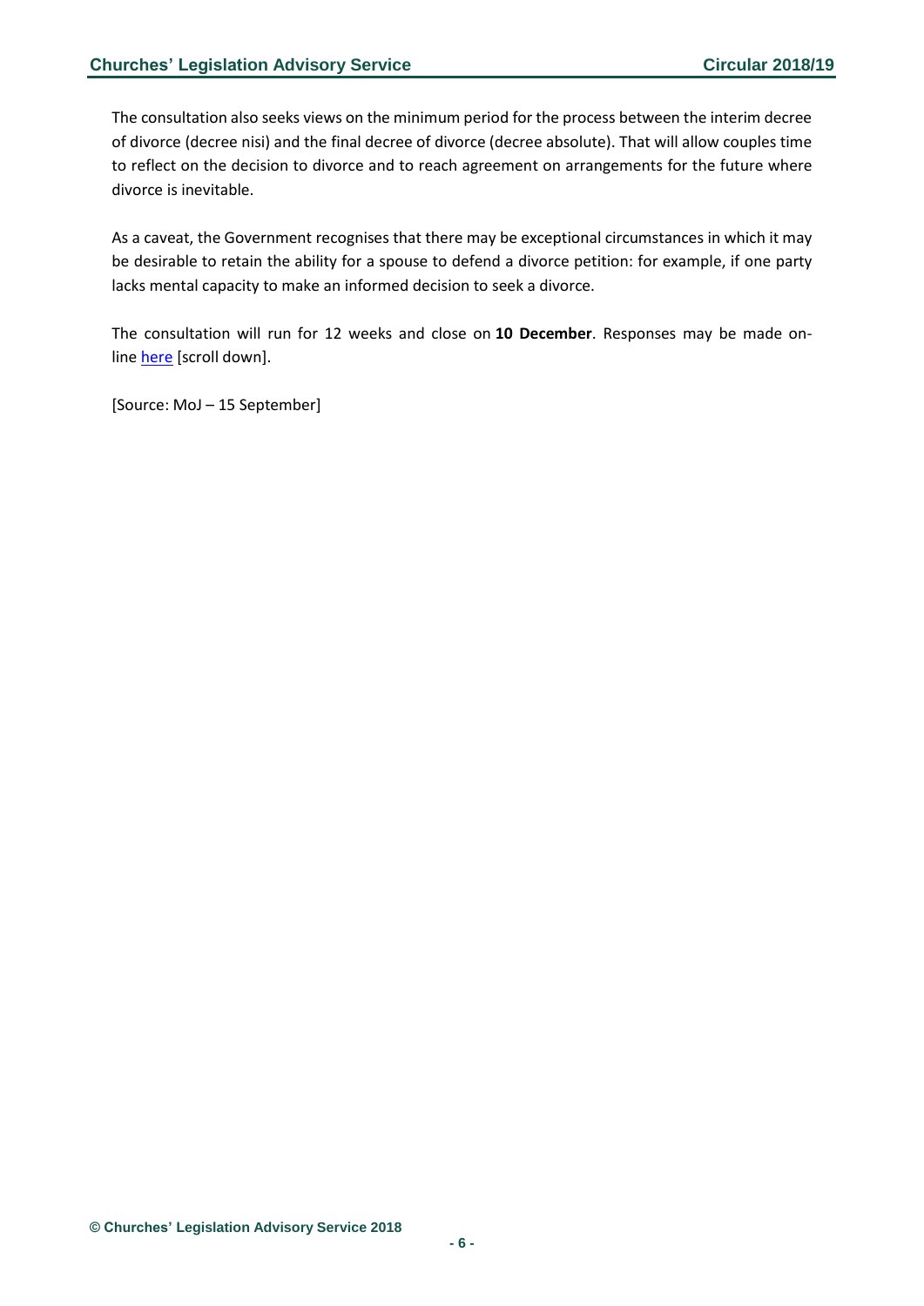The consultation also seeks views on the minimum period for the process between the interim decree of divorce (decree nisi) and the final decree of divorce (decree absolute). That will allow couples time to reflect on the decision to divorce and to reach agreement on arrangements for the future where divorce is inevitable.

As a caveat, the Government recognises that there may be exceptional circumstances in which it may be desirable to retain the ability for a spouse to defend a divorce petition: for example, if one party lacks mental capacity to make an informed decision to seek a divorce.

The consultation will run for 12 weeks and close on **10 December**. Responses may be made on-line here [scroll down].

[Source: MoJ – 15 September]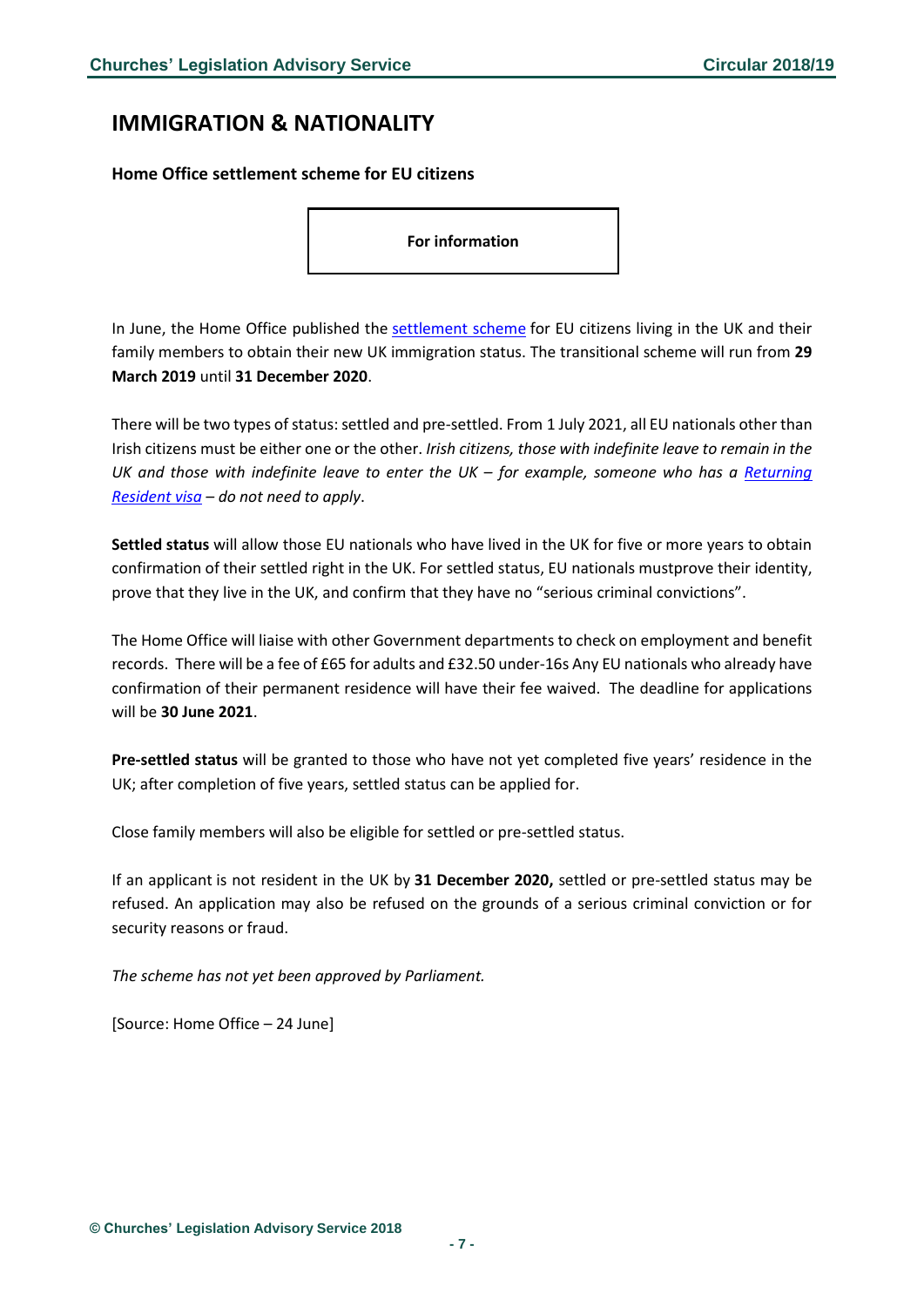## IMMIGRATION & NATIONALITY

### Home Office settlement scheme for EU citizens

**For information**

In June, the Home Office published the [settlement scheme] for EU citizens living in the UK and their family members to obtain their new UK immigration status. The transitional scheme will run from **29 March 2019** until **31 December 2020**.

There will be two types of status: settled and pre-settled. From 1 July 2021, all EU nationals other than Irish citizens must be either one or the other. *Irish citizens, those with indefinite leave to remain in the UK and those with indefinite leave to enter the UK – for example, someone who has a [Returning Resident visa] – do not need to apply*.

**Settled status** will allow those EU nationals who have lived in the UK for five or more years to obtain confirmation of their settled right in the UK. For settled status, EU nationals mustprove their identity, prove that they live in the UK, and confirm that they have no "serious criminal convictions".

The Home Office will liaise with other Government departments to check on employment and benefit records. There will be a fee of £65 for adults and £32.50 under-16s Any EU nationals who already have confirmation of their permanent residence will have their fee waived. The deadline for applications will be **30 June 2021**.

**Pre-settled status** will be granted to those who have not yet completed five years' residence in the UK; after completion of five years, settled status can be applied for.

Close family members will also be eligible for settled or pre-settled status.

If an applicant is not resident in the UK by **31 December 2020,** settled or pre-settled status may be refused. An application may also be refused on the grounds of a serious criminal conviction or for security reasons or fraud.

*The scheme has not yet been approved by Parliament.*

[Source: Home Office – 24 June]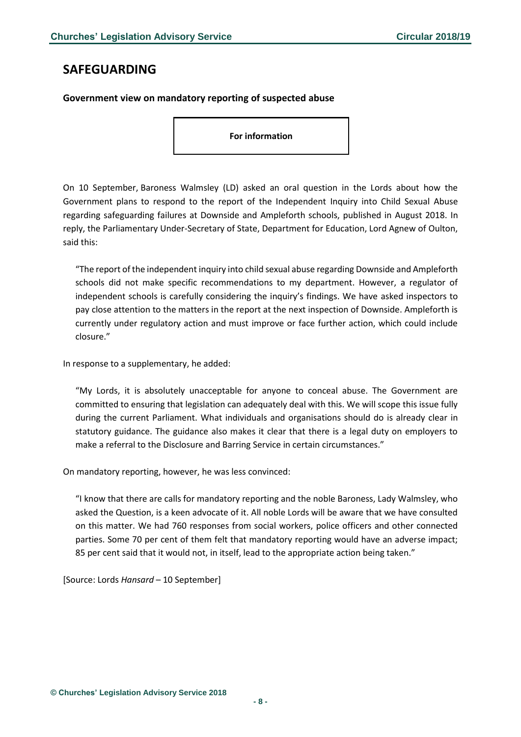# SAFEGUARDING

### Government view on mandatory reporting of suspected abuse

**For information**

On 10 September, Baroness Walmsley (LD) asked an oral question in the Lords about how the Government plans to respond to the report of the Independent Inquiry into Child Sexual Abuse regarding safeguarding failures at Downside and Ampleforth schools, published in August 2018. In reply, the Parliamentary Under-Secretary of State, Department for Education, Lord Agnew of Oulton, said this:

> "The report of the independent inquiry into child sexual abuse regarding Downside and Ampleforth schools did not make specific recommendations to my department. However, a regulator of independent schools is carefully considering the inquiry's findings. We have asked inspectors to pay close attention to the matters in the report at the next inspection of Downside. Ampleforth is currently under regulatory action and must improve or face further action, which could include closure."

In response to a supplementary, he added:

> "My Lords, it is absolutely unacceptable for anyone to conceal abuse. The Government are committed to ensuring that legislation can adequately deal with this. We will scope this issue fully during the current Parliament. What individuals and organisations should do is already clear in statutory guidance. The guidance also makes it clear that there is a legal duty on employers to make a referral to the Disclosure and Barring Service in certain circumstances."

On mandatory reporting, however, he was less convinced:

> "I know that there are calls for mandatory reporting and the noble Baroness, Lady Walmsley, who asked the Question, is a keen advocate of it. All noble Lords will be aware that we have consulted on this matter. We had 760 responses from social workers, police officers and other connected parties. Some 70 per cent of them felt that mandatory reporting would have an adverse impact; 85 per cent said that it would not, in itself, lead to the appropriate action being taken."

[Source: Lords *Hansard* – 10 September]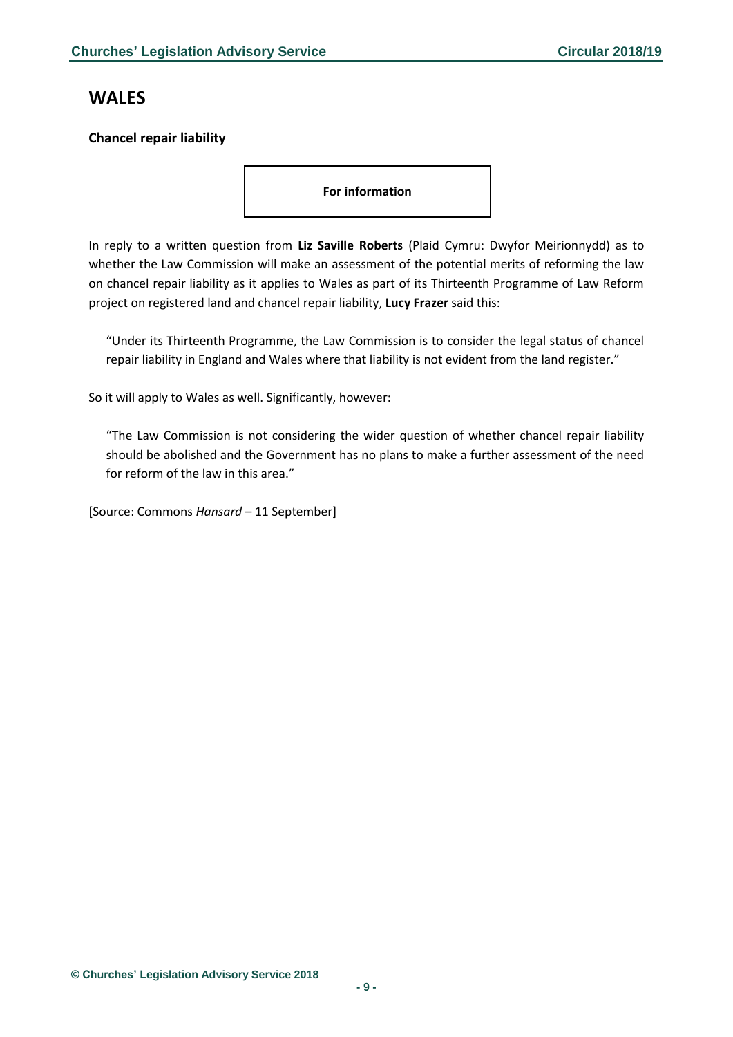# WALES

**Chancel repair liability**

**For information**

In reply to a written question from **Liz Saville Roberts** (Plaid Cymru: Dwyfor Meirionnydd) as to whether the Law Commission will make an assessment of the potential merits of reforming the law on chancel repair liability as it applies to Wales as part of its Thirteenth Programme of Law Reform project on registered land and chancel repair liability, **Lucy Frazer** said this:

> "Under its Thirteenth Programme, the Law Commission is to consider the legal status of chancel repair liability in England and Wales where that liability is not evident from the land register."

So it will apply to Wales as well. Significantly, however:

> "The Law Commission is not considering the wider question of whether chancel repair liability should be abolished and the Government has no plans to make a further assessment of the need for reform of the law in this area."

[Source: Commons *Hansard* – 11 September]